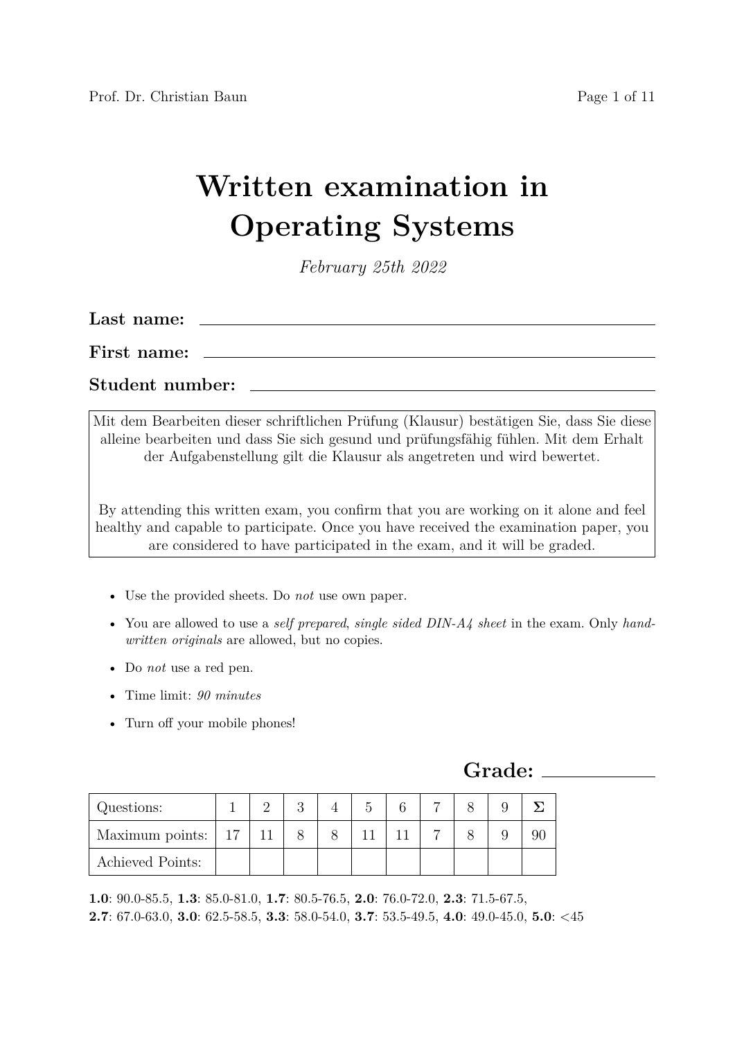# Written examination in Operating Systems

*February 25th 2022*

**Last name:** ____________________

**First name:** ____________________

**Student number:** ____________________

Mit dem Bearbeiten dieser schriftlichen Prüfung (Klausur) bestätigen Sie, dass Sie diese alleine bearbeiten und dass Sie sich gesund und prüfungsfähig fühlen. Mit dem Erhalt der Aufgabenstellung gilt die Klausur als angetreten und wird bewertet.

By attending this written exam, you confirm that you are working on it alone and feel healthy and capable to participate. Once you have received the examination paper, you are considered to have participated in the exam, and it will be graded.

- Use the provided sheets. Do *not* use own paper.
- You are allowed to use a *self prepared*, *single sided DIN-A4 sheet* in the exam. Only *handwritten originals* are allowed, but no copies.
- Do *not* use a red pen.
- Time limit: *90 minutes*
- Turn off your mobile phones!

## Grade: ____________

| Questions: | 1 | 2 | 3 | 4 | 5 | 6 | 7 | 8 | 9 | Σ |
|---|---|---|---|---|---|---|---|---|---|---|
| Maximum points: | 17 | 11 | 8 | 8 | 11 | 11 | 7 | 8 | 9 | 90 |
| Achieved Points: | | | | | | | | | | |

**1.0**: 90.0-85.5, **1.3**: 85.0-81.0, **1.7**: 80.5-76.5, **2.0**: 76.0-72.0, **2.3**: 71.5-67.5, **2.7**: 67.0-63.0, **3.0**: 62.5-58.5, **3.3**: 58.0-54.0, **3.7**: 53.5-49.5, **4.0**: 49.0-45.0, **5.0**: <45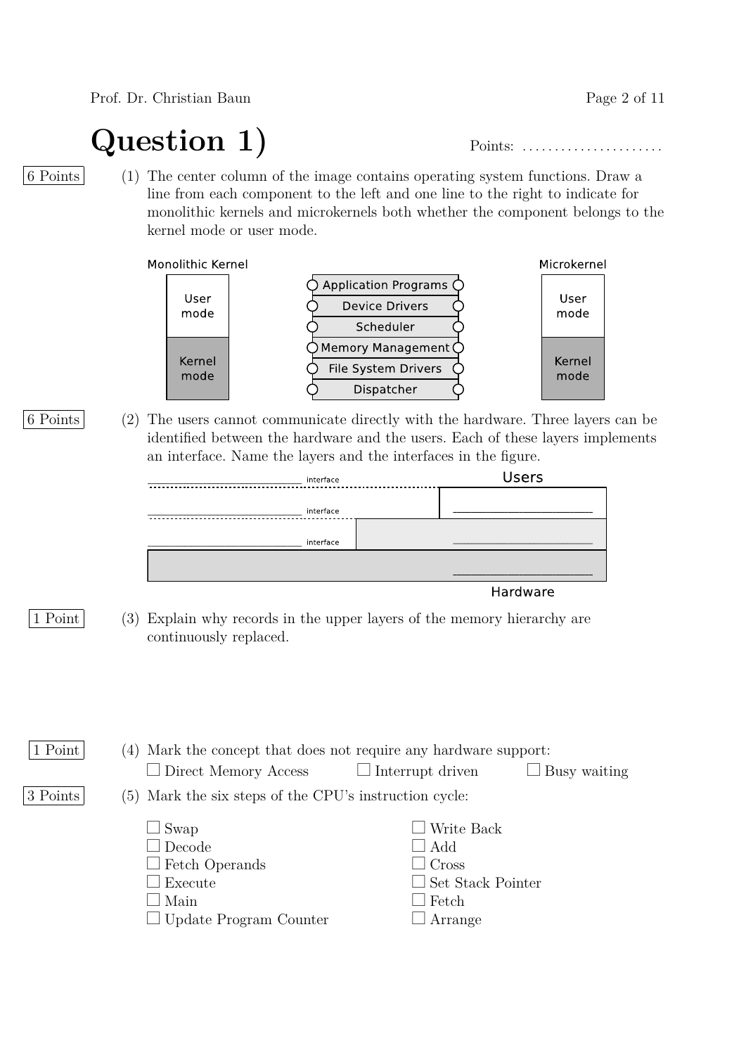# Question 1)

Points: ......................

6 Points

(1) The center column of the image contains operating system functions. Draw a line from each component to the left and one line to the right to indicate for monolithic kernels and microkernels both whether the component belongs to the kernel mode or user mode.

Monolithic Kernel

- User mode
- Kernel mode

- Application Programs
- Device Drivers
- Scheduler
- Memory Management
- File System Drivers
- Dispatcher

Microkernel

- User mode
- Kernel mode

6 Points

(2) The users cannot communicate directly with the hardware. Three layers can be identified between the hardware and the users. Each of these layers implements an interface. Name the layers and the interfaces in the figure.

Users

________________________ interface

________________________ interface

________________________ interface

________________________

________________________

________________________

Hardware

1 Point

(3) Explain why records in the upper layers of the memory hierarchy are continuously replaced.

1 Point

(4) Mark the concept that does not require any hardware support:

- ☐ Direct Memory Access
- ☐ Interrupt driven
- ☐ Busy waiting

3 Points

(5) Mark the six steps of the CPU's instruction cycle:

- ☐ Swap
- ☐ Decode
- ☐ Fetch Operands
- ☐ Execute
- ☐ Main
- ☐ Update Program Counter
- ☐ Write Back
- ☐ Add
- ☐ Cross
- ☐ Set Stack Pointer
- ☐ Fetch
- ☐ Arrange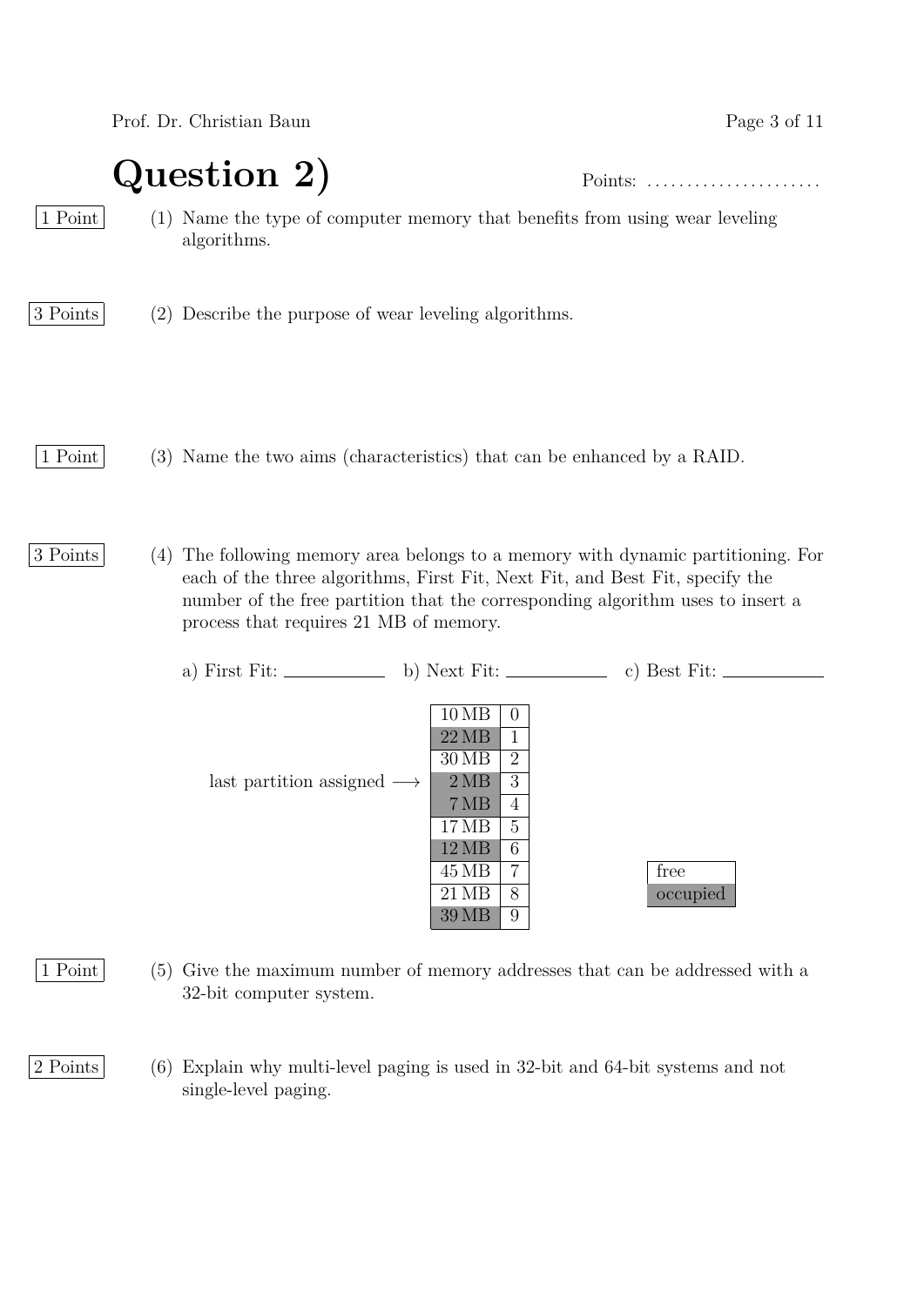# Question 2)

Points: ......................

[1 Point] (1) Name the type of computer memory that benefits from using wear leveling algorithms.

[3 Points] (2) Describe the purpose of wear leveling algorithms.

[1 Point] (3) Name the two aims (characteristics) that can be enhanced by a RAID.

[3 Points] (4) The following memory area belongs to a memory with dynamic partitioning. For each of the three algorithms, First Fit, Next Fit, and Best Fit, specify the number of the free partition that the corresponding algorithm uses to insert a process that requires 21 MB of memory.

a) First Fit: \_\_\_\_\_\_\_\_\_\_ b) Next Fit: \_\_\_\_\_\_\_\_\_\_ c) Best Fit: \_\_\_\_\_\_\_\_\_\_

| Size | Partition | Status | Note |
|---|---|---|---|
| 10 MB | 0 | free | |
| 22 MB | 1 | occupied | |
| 30 MB | 2 | free | |
| 2 MB | 3 | occupied | ⟵ last partition assigned |
| 7 MB | 4 | occupied | |
| 17 MB | 5 | free | |
| 12 MB | 6 | occupied | |
| 45 MB | 7 | free | |
| 21 MB | 8 | free | |
| 39 MB | 9 | occupied | |

Legend: free / occupied

[1 Point] (5) Give the maximum number of memory addresses that can be addressed with a 32-bit computer system.

[2 Points] (6) Explain why multi-level paging is used in 32-bit and 64-bit systems and not single-level paging.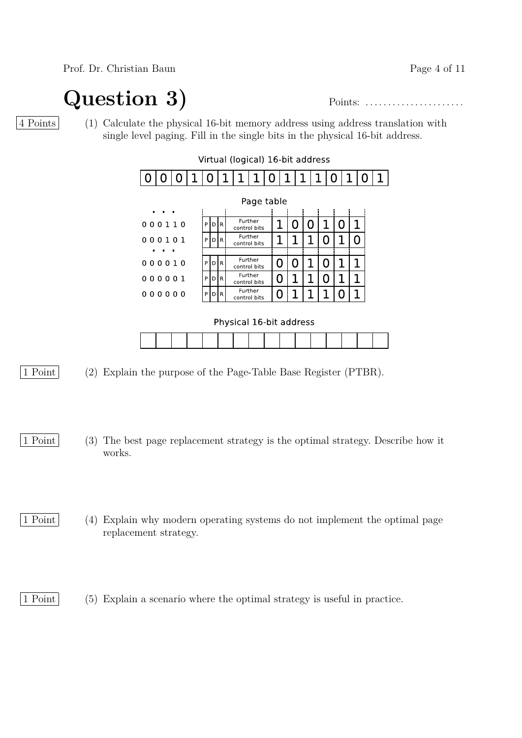# Question 3)

Points: ......................

4 Points

(1) Calculate the physical 16-bit memory address using address translation with single level paging. Fill in the single bits in the physical 16-bit address.

**Virtual (logical) 16-bit address**

| 0 | 0 | 0 | 1 | 0 | 1 | 1 | 1 | 0 | 1 | 1 | 1 | 0 | 1 | 0 | 1 |
|---|---|---|---|---|---|---|---|---|---|---|---|---|---|---|---|

**Page table**

| | | | | | | | | | | |
|---|---|---|---|---|---|---|---|---|---|---|
| ... | | | | | | | | | | |
| 000110 | P D R | Further control bits | 1 | 0 | 0 | 1 | 0 | 1 |
| 000101 | P D R | Further control bits | 1 | 1 | 1 | 0 | 1 | 0 |
| ... | | | | | | | | | | |
| 000010 | P D R | Further control bits | 0 | 0 | 1 | 0 | 1 | 1 |
| 000001 | P D R | Further control bits | 0 | 1 | 1 | 0 | 1 | 1 |
| 000000 | P D R | Further control bits | 0 | 1 | 1 | 1 | 0 | 1 |

**Physical 16-bit address**

| | | | | | | | | | | | | | | | |
|---|---|---|---|---|---|---|---|---|---|---|---|---|---|---|---|

1 Point

(2) Explain the purpose of the Page-Table Base Register (PTBR).

1 Point

(3) The best page replacement strategy is the optimal strategy. Describe how it works.

1 Point

(4) Explain why modern operating systems do not implement the optimal page replacement strategy.

1 Point

(5) Explain a scenario where the optimal strategy is useful in practice.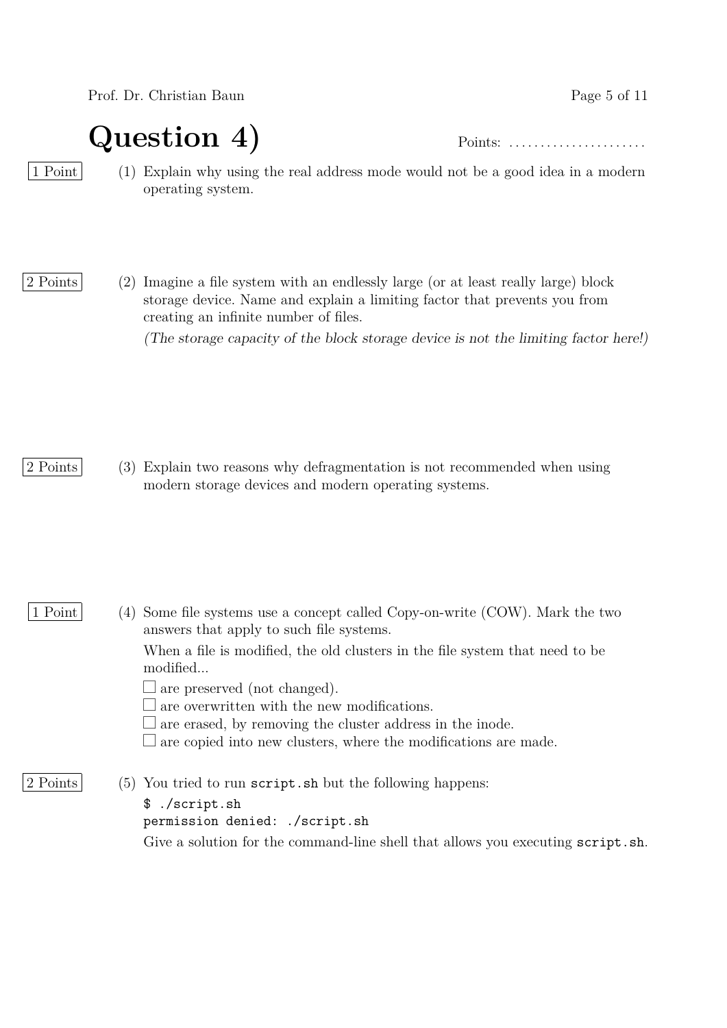# Question 4)

Points: ......................

1 Point

(1) Explain why using the real address mode would not be a good idea in a modern operating system.

2 Points

(2) Imagine a file system with an endlessly large (or at least really large) block storage device. Name and explain a limiting factor that prevents you from creating an infinite number of files.

*(The storage capacity of the block storage device is not the limiting factor here!)*

2 Points

(3) Explain two reasons why defragmentation is not recommended when using modern storage devices and modern operating systems.

1 Point

(4) Some file systems use a concept called Copy-on-write (COW). Mark the two answers that apply to such file systems.

When a file is modified, the old clusters in the file system that need to be modified...

- ☐ are preserved (not changed).
- ☐ are overwritten with the new modifications.
- ☐ are erased, by removing the cluster address in the inode.
- ☐ are copied into new clusters, where the modifications are made.

2 Points

(5) You tried to run `script.sh` but the following happens:

```
$ ./script.sh
permission denied: ./script.sh
```

Give a solution for the command-line shell that allows you executing `script.sh`.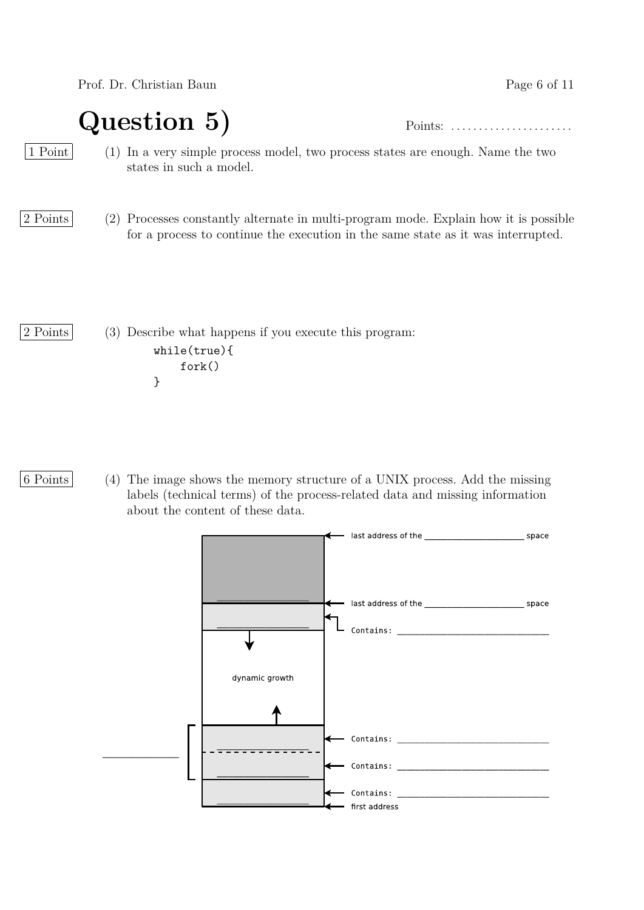# Question 5)

Points: ......................

1 Point

(1) In a very simple process model, two process states are enough. Name the two states in such a model.

2 Points

(2) Processes constantly alternate in multi-program mode. Explain how it is possible for a process to continue the execution in the same state as it was interrupted.

2 Points

(3) Describe what happens if you execute this program:

```
while(true){
    fork()
}
```

6 Points

(4) The image shows the memory structure of a UNIX process. Add the missing labels (technical terms) of the process-related data and missing information about the content of these data.

last address of the ____________________ space

last address of the ____________________ space

Contains: ______________________________

dynamic growth

____________

Contains: ______________________________

Contains: ______________________________

Contains: ______________________________

first address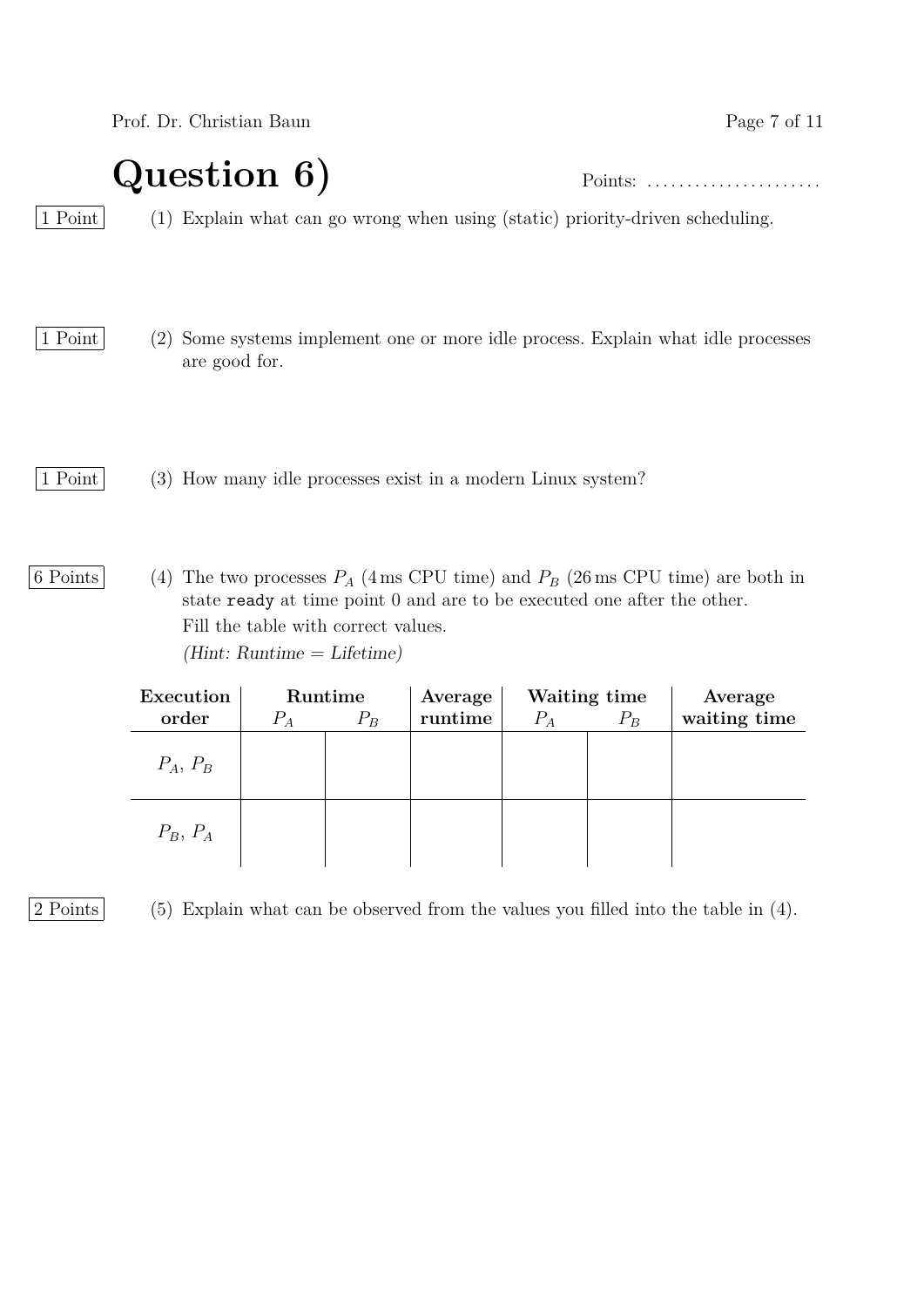# Question 6)

Points: ......................

1 Point (1) Explain what can go wrong when using (static) priority-driven scheduling.

1 Point (2) Some systems implement one or more idle process. Explain what idle processes are good for.

1 Point (3) How many idle processes exist in a modern Linux system?

6 Points (4) The two processes $P_A$ (4 ms CPU time) and $P_B$ (26 ms CPU time) are both in state `ready` at time point 0 and are to be executed one after the other.
Fill the table with correct values.
*(Hint: Runtime = Lifetime)*

| **Execution order** | **Runtime** | | **Average runtime** | **Waiting time** | | **Average waiting time** |
|---|---|---|---|---|---|---|
| | $P_A$ | $P_B$ | | $P_A$ | $P_B$ | |
| $P_A$, $P_B$ | | | | | | |
| $P_B$, $P_A$ | | | | | | |

2 Points (5) Explain what can be observed from the values you filled into the table in (4).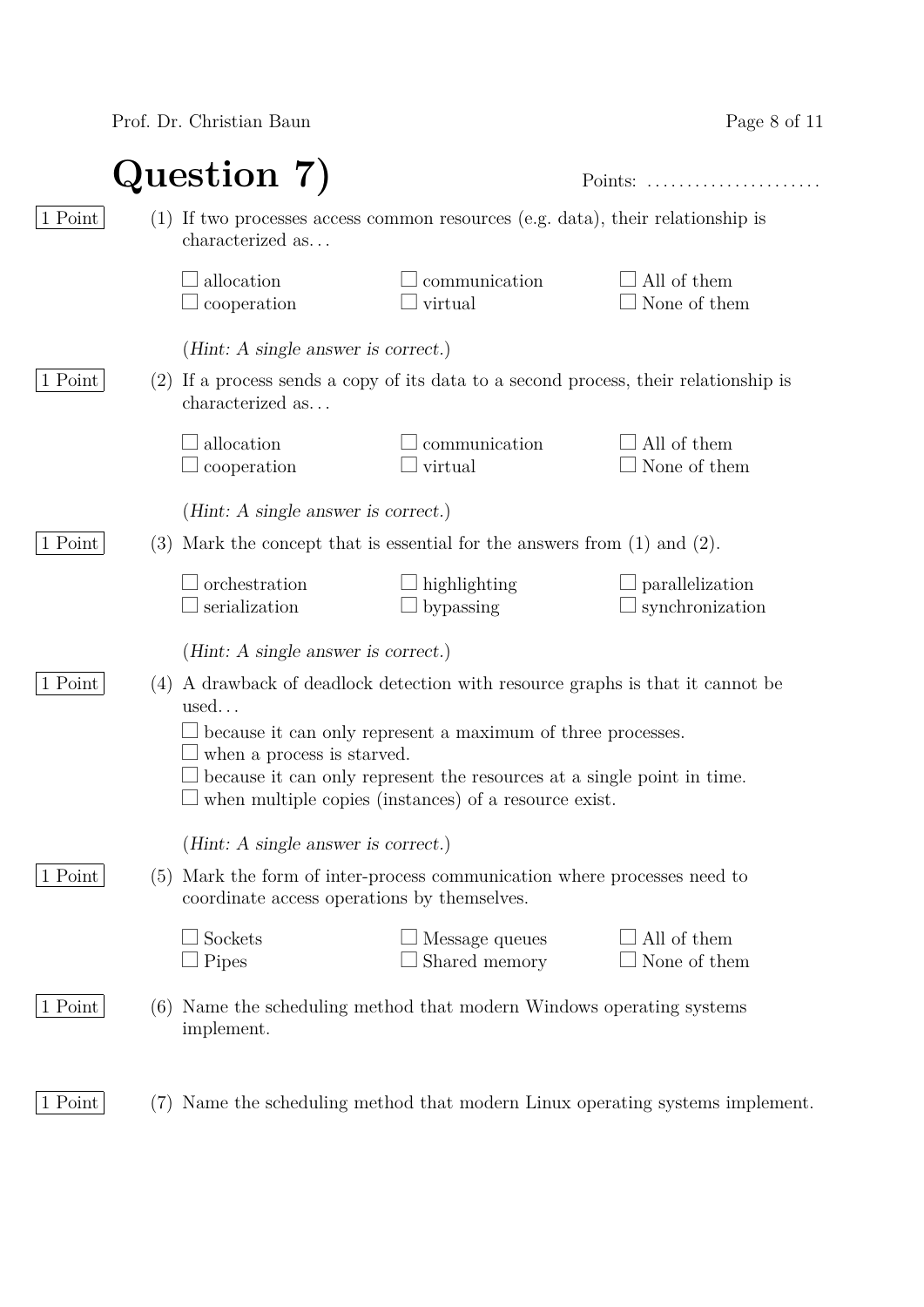# Question 7)

Points: ......................

1 Point

(1) If two processes access common resources (e.g. data), their relationship is characterized as...

- ☐ allocation
- ☐ communication
- ☐ All of them
- ☐ cooperation
- ☐ virtual
- ☐ None of them

(*Hint: A single answer is correct.*)

1 Point

(2) If a process sends a copy of its data to a second process, their relationship is characterized as...

- ☐ allocation
- ☐ communication
- ☐ All of them
- ☐ cooperation
- ☐ virtual
- ☐ None of them

(*Hint: A single answer is correct.*)

1 Point

(3) Mark the concept that is essential for the answers from (1) and (2).

- ☐ orchestration
- ☐ highlighting
- ☐ parallelization
- ☐ serialization
- ☐ bypassing
- ☐ synchronization

(*Hint: A single answer is correct.*)

1 Point

(4) A drawback of deadlock detection with resource graphs is that it cannot be used...

- ☐ because it can only represent a maximum of three processes.
- ☐ when a process is starved.
- ☐ because it can only represent the resources at a single point in time.
- ☐ when multiple copies (instances) of a resource exist.

(*Hint: A single answer is correct.*)

1 Point

(5) Mark the form of inter-process communication where processes need to coordinate access operations by themselves.

- ☐ Sockets
- ☐ Message queues
- ☐ All of them
- ☐ Pipes
- ☐ Shared memory
- ☐ None of them

1 Point

(6) Name the scheduling method that modern Windows operating systems implement.

1 Point

(7) Name the scheduling method that modern Linux operating systems implement.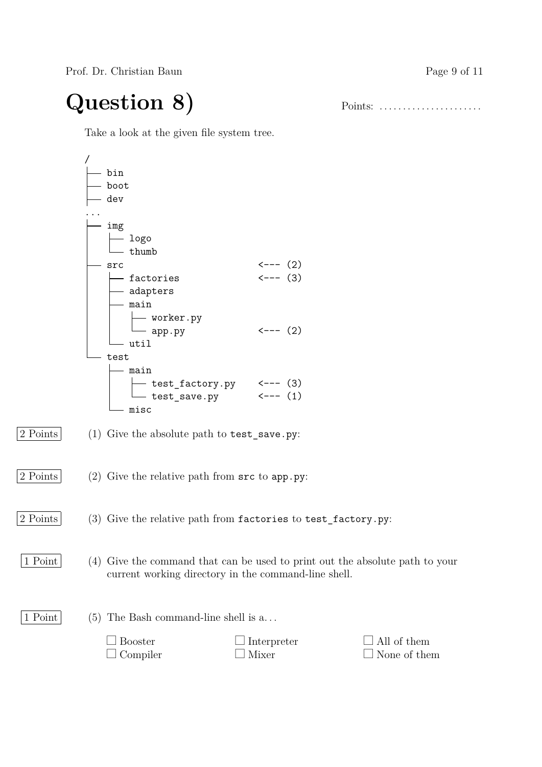# Question 8)

Points: ......................

Take a look at the given file system tree.

```
/
├── bin
├── boot
├── dev
...
├── img
│   ├── logo
│   └── thumb
├── src                    <--- (2)
│   ├── factories          <--- (3)
│   ├── adapters
│   ├── main
│   │   ├── worker.py
│   │   └── app.py         <--- (2)
│   └── util
└── test
    ├── main
    │   ├── test_factory.py    <--- (3)
    │   └── test_save.py       <--- (1)
    └── misc
```

2 Points (1) Give the absolute path to `test_save.py`:

2 Points (2) Give the relative path from `src` to `app.py`:

2 Points (3) Give the relative path from `factories` to `test_factory.py`:

1 Point (4) Give the command that can be used to print out the absolute path to your current working directory in the command-line shell.

1 Point (5) The Bash command-line shell is a...

- ☐ Booster
- ☐ Compiler
- ☐ Interpreter
- ☐ Mixer
- ☐ All of them
- ☐ None of them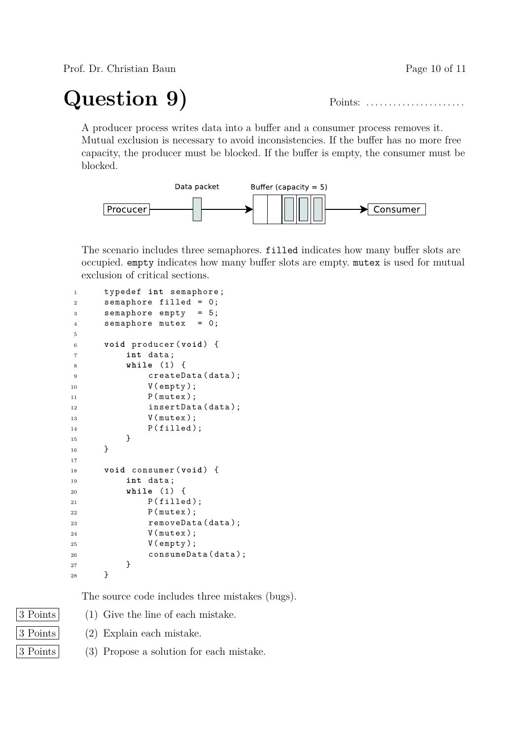# Question 9)

Points: ......................

A producer process writes data into a buffer and a consumer process removes it. Mutual exclusion is necessary to avoid inconsistencies. If the buffer has no more free capacity, the producer must be blocked. If the buffer is empty, the consumer must be blocked.

Data packet Buffer (capacity = 5)

Procucer → Consumer

The scenario includes three semaphores. `filled` indicates how many buffer slots are occupied. `empty` indicates how many buffer slots are empty. `mutex` is used for mutual exclusion of critical sections.

```
1      typedef int semaphore;
2      semaphore filled = 0;
3      semaphore empty  = 5;
4      semaphore mutex  = 0;
5
6      void producer(void) {
7          int data;
8          while (1) {
9              createData(data);
10             V(empty);
11             P(mutex);
12             insertData(data);
13             V(mutex);
14             P(filled);
15         }
16     }
17
18     void consumer(void) {
19         int data;
20         while (1) {
21             P(filled);
22             P(mutex);
23             removeData(data);
24             V(mutex);
25             V(empty);
26             consumeData(data);
27         }
28     }
```

The source code includes three mistakes (bugs).

3 Points (1) Give the line of each mistake.

3 Points (2) Explain each mistake.

3 Points (3) Propose a solution for each mistake.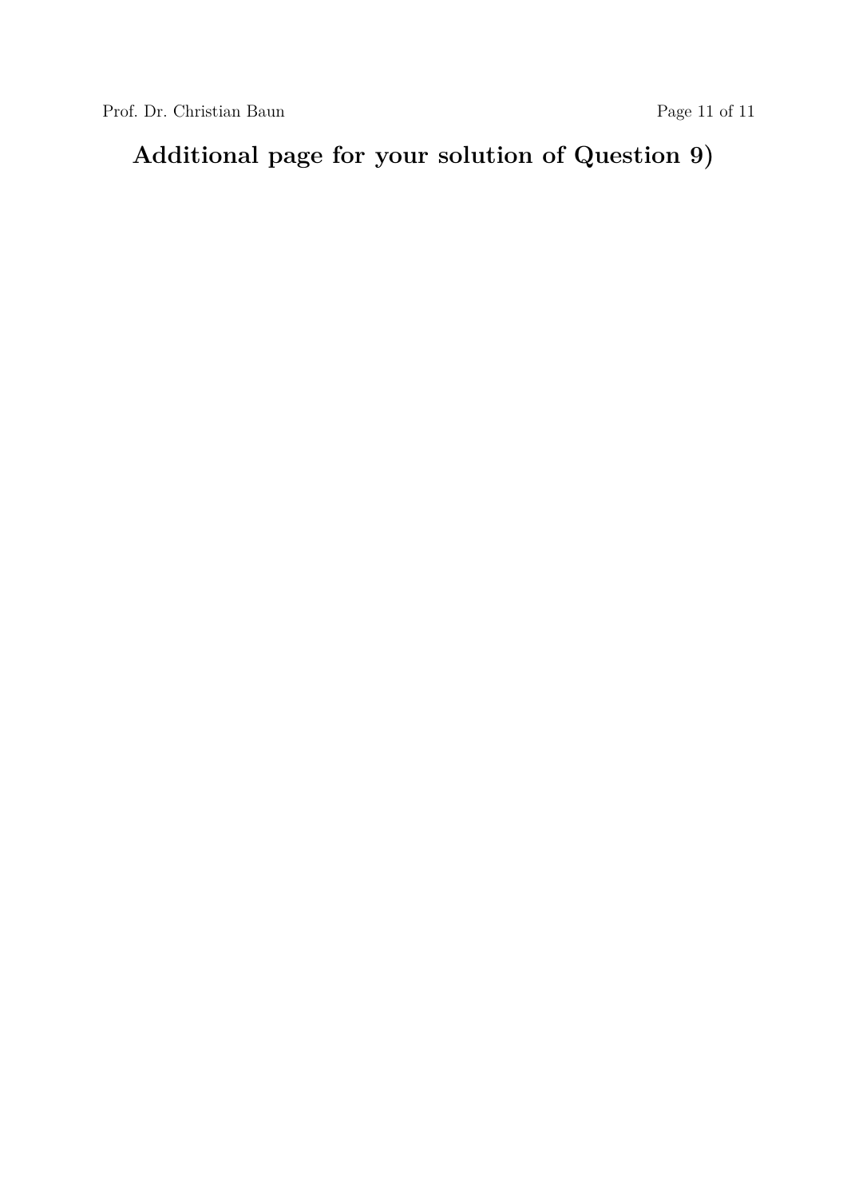## Additional page for your solution of Question 9)